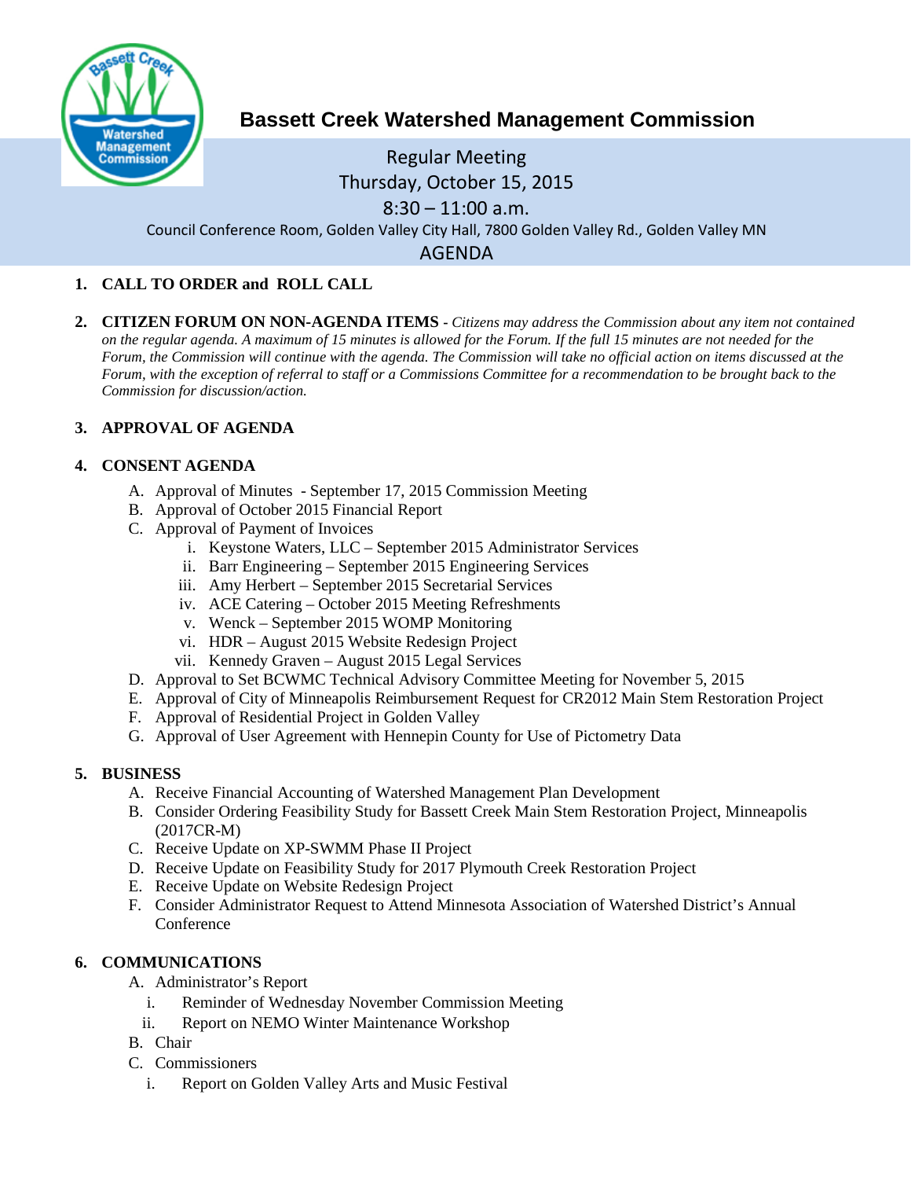# Bassett Creek Watershed Management Commission

Regular Meeting
Thursday, October 15, 2015
8:30 – 11:00 a.m.
Council Conference Room, Golden Valley City Hall, 7800 Golden Valley Rd., Golden Valley MN

AGENDA

1. **CALL TO ORDER and ROLL CALL**

2. **CITIZEN FORUM ON NON-AGENDA ITEMS** - *Citizens may address the Commission about any item not contained on the regular agenda. A maximum of 15 minutes is allowed for the Forum. If the full 15 minutes are not needed for the Forum, the Commission will continue with the agenda. The Commission will take no official action on items discussed at the Forum, with the exception of referral to staff or a Commissions Committee for a recommendation to be brought back to the Commission for discussion/action.*

3. **APPROVAL OF AGENDA**

4. **CONSENT AGENDA**
   - A. Approval of Minutes - September 17, 2015 Commission Meeting
   - B. Approval of October 2015 Financial Report
   - C. Approval of Payment of Invoices
     - i. Keystone Waters, LLC – September 2015 Administrator Services
     - ii. Barr Engineering – September 2015 Engineering Services
     - iii. Amy Herbert – September 2015 Secretarial Services
     - iv. ACE Catering – October 2015 Meeting Refreshments
     - v. Wenck – September 2015 WOMP Monitoring
     - vi. HDR – August 2015 Website Redesign Project
     - vii. Kennedy Graven – August 2015 Legal Services
   - D. Approval to Set BCWMC Technical Advisory Committee Meeting for November 5, 2015
   - E. Approval of City of Minneapolis Reimbursement Request for CR2012 Main Stem Restoration Project
   - F. Approval of Residential Project in Golden Valley
   - G. Approval of User Agreement with Hennepin County for Use of Pictometry Data

5. **BUSINESS**
   - A. Receive Financial Accounting of Watershed Management Plan Development
   - B. Consider Ordering Feasibility Study for Bassett Creek Main Stem Restoration Project, Minneapolis (2017CR-M)
   - C. Receive Update on XP-SWMM Phase II Project
   - D. Receive Update on Feasibility Study for 2017 Plymouth Creek Restoration Project
   - E. Receive Update on Website Redesign Project
   - F. Consider Administrator Request to Attend Minnesota Association of Watershed District's Annual Conference

6. **COMMUNICATIONS**
   - A. Administrator's Report
     - i. Reminder of Wednesday November Commission Meeting
     - ii. Report on NEMO Winter Maintenance Workshop
   - B. Chair
   - C. Commissioners
     - i. Report on Golden Valley Arts and Music Festival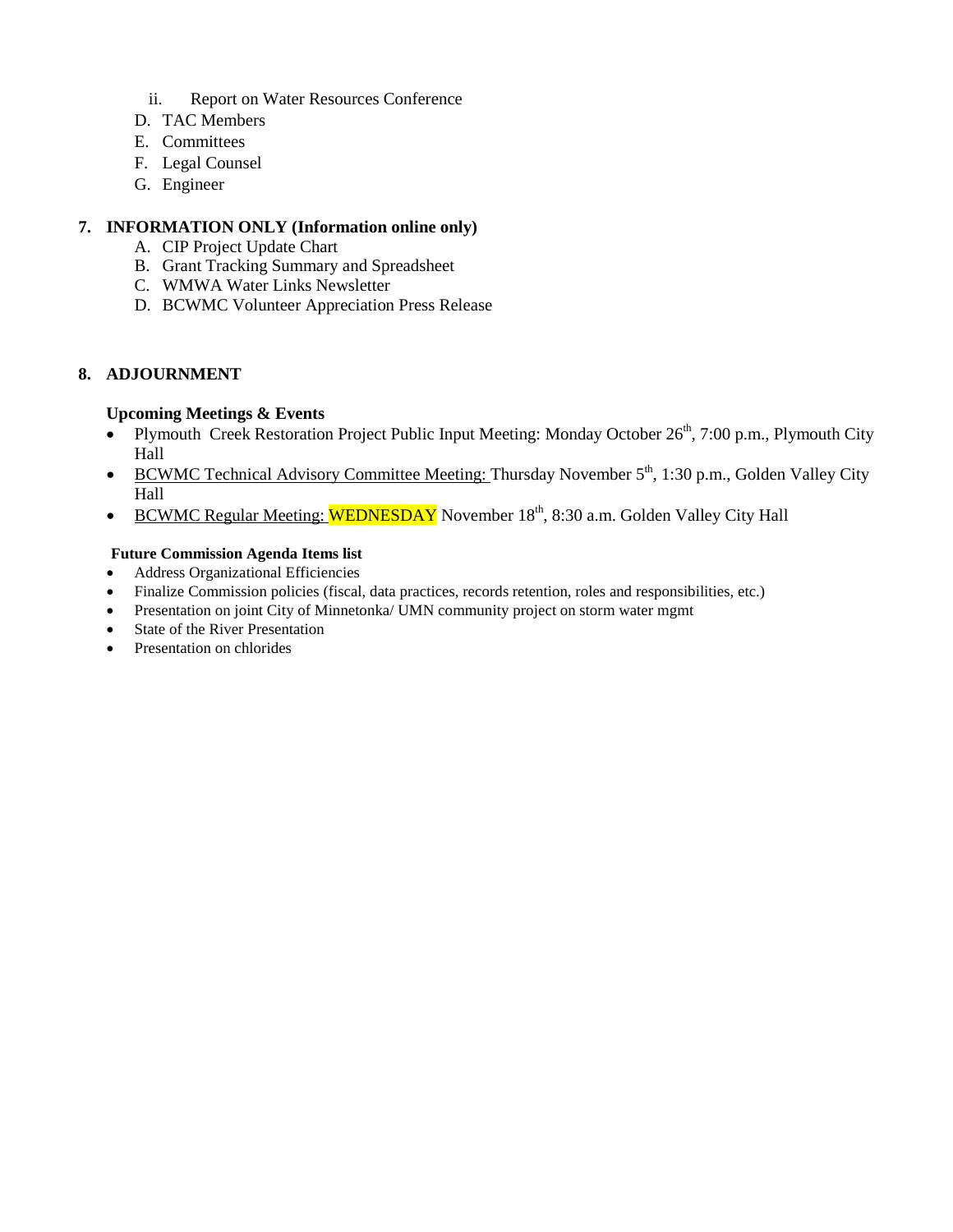- ii. Report on Water Resources Conference
- D. TAC Members
- E. Committees
- F. Legal Counsel
- G. Engineer

## 7. INFORMATION ONLY (Information online only)

- A. CIP Project Update Chart
- B. Grant Tracking Summary and Spreadsheet
- C. WMWA Water Links Newsletter
- D. BCWMC Volunteer Appreciation Press Release

## 8. ADJOURNMENT

**Upcoming Meetings & Events**

- Plymouth Creek Restoration Project Public Input Meeting: Monday October 26th, 7:00 p.m., Plymouth City Hall
- BCWMC Technical Advisory Committee Meeting: Thursday November 5th, 1:30 p.m., Golden Valley City Hall
- BCWMC Regular Meeting: WEDNESDAY November 18th, 8:30 a.m. Golden Valley City Hall

**Future Commission Agenda Items list**

- Address Organizational Efficiencies
- Finalize Commission policies (fiscal, data practices, records retention, roles and responsibilities, etc.)
- Presentation on joint City of Minnetonka/ UMN community project on storm water mgmt
- State of the River Presentation
- Presentation on chlorides